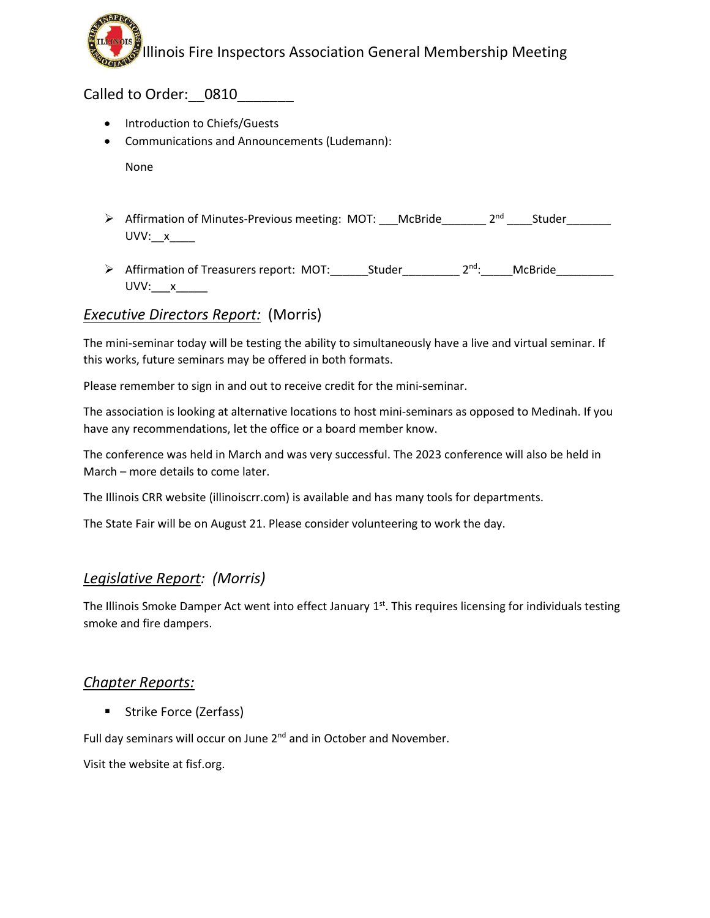# Illinois Fire Inspectors Association General Membership Meeting

Called to Order:__0810_______

- Introduction to Chiefs/Guests
- Communications and Announcements (Ludemann):

  None

- Affirmation of Minutes-Previous meeting: MOT: ___McBride_______ 2nd ____Studer_______ UVV:__x____
- Affirmation of Treasurers report: MOT:______Studer_________ 2nd:_____McBride_________ UVV:___x_____

## *Executive Directors Report:* (Morris)

The mini-seminar today will be testing the ability to simultaneously have a live and virtual seminar. If this works, future seminars may be offered in both formats.

Please remember to sign in and out to receive credit for the mini-seminar.

The association is looking at alternative locations to host mini-seminars as opposed to Medinah. If you have any recommendations, let the office or a board member know.

The conference was held in March and was very successful. The 2023 conference will also be held in March – more details to come later.

The Illinois CRR website (illinoiscrr.com) is available and has many tools for departments.

The State Fair will be on August 21. Please consider volunteering to work the day.

## *Legislative Report: (Morris)*

The Illinois Smoke Damper Act went into effect January 1st. This requires licensing for individuals testing smoke and fire dampers.

## *Chapter Reports:*

- Strike Force (Zerfass)

Full day seminars will occur on June 2nd and in October and November.

Visit the website at fisf.org.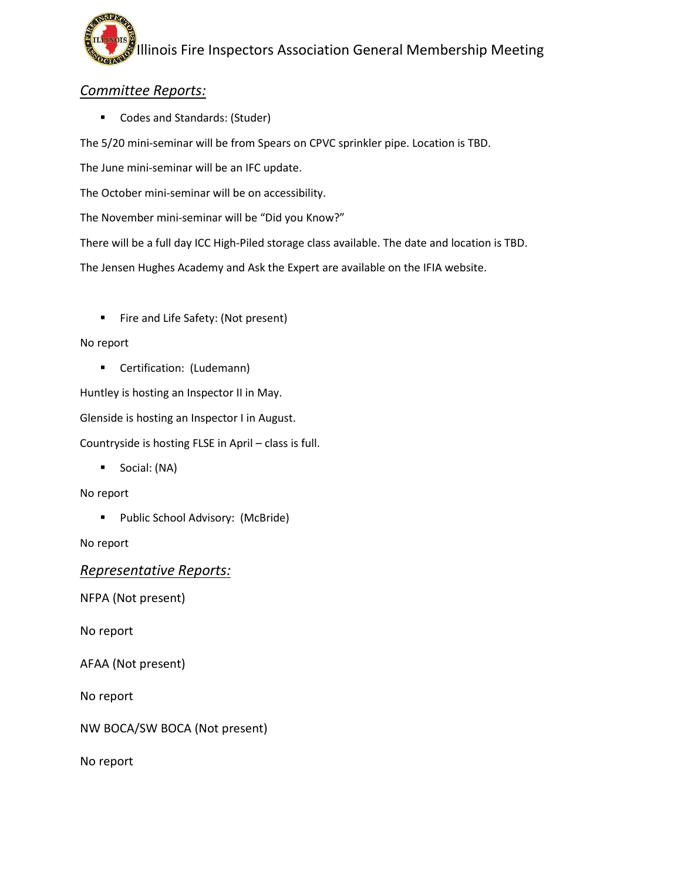## *Committee Reports:*

- Codes and Standards: (Studer)

The 5/20 mini-seminar will be from Spears on CPVC sprinkler pipe. Location is TBD.

The June mini-seminar will be an IFC update.

The October mini-seminar will be on accessibility.

The November mini-seminar will be "Did you Know?"

There will be a full day ICC High-Piled storage class available. The date and location is TBD.

The Jensen Hughes Academy and Ask the Expert are available on the IFIA website.

- Fire and Life Safety: (Not present)

No report

- Certification: (Ludemann)

Huntley is hosting an Inspector II in May.

Glenside is hosting an Inspector I in August.

Countryside is hosting FLSE in April – class is full.

- Social: (NA)

No report

- Public School Advisory: (McBride)

No report

## *Representative Reports:*

NFPA (Not present)

No report

AFAA (Not present)

No report

NW BOCA/SW BOCA (Not present)

No report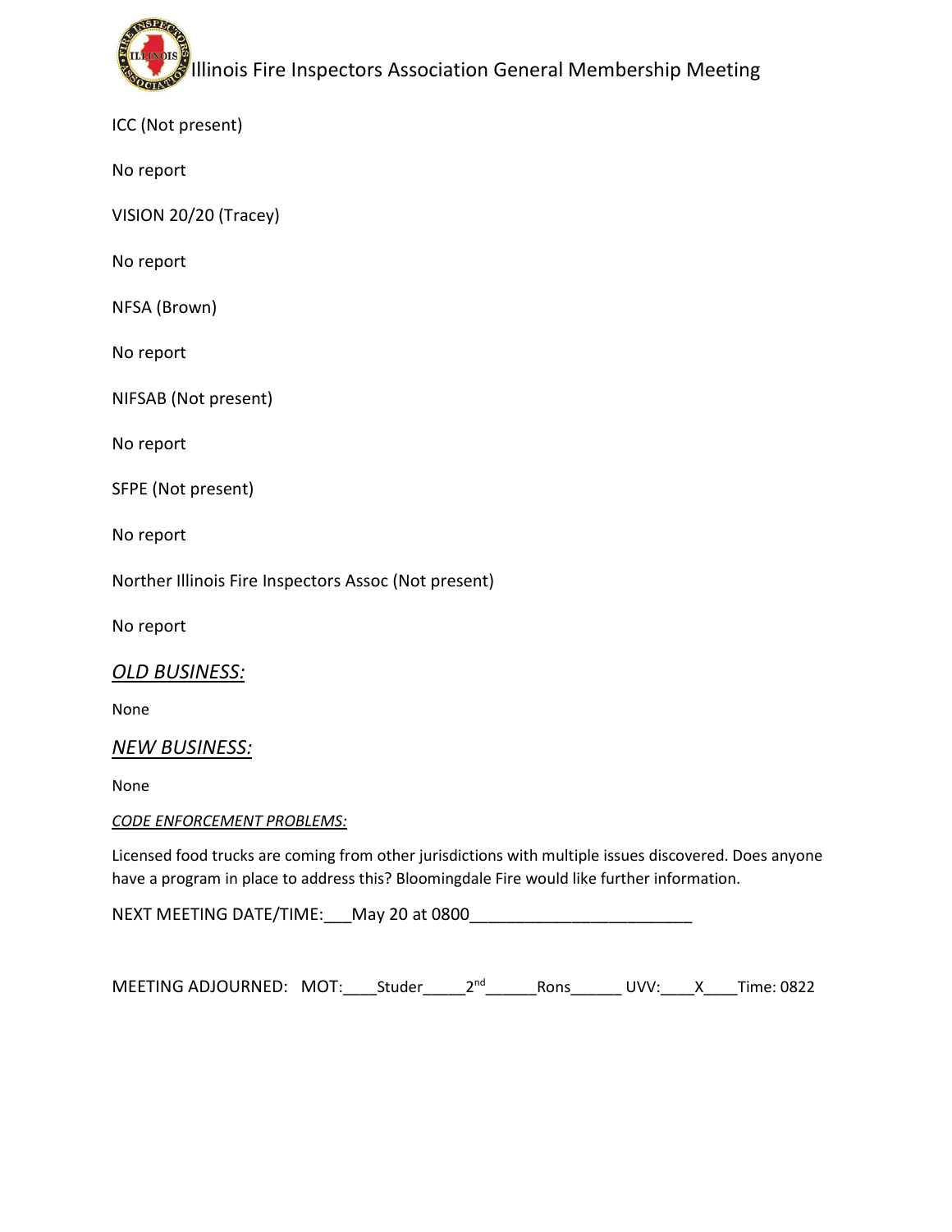Illinois Fire Inspectors Association General Membership Meeting

ICC (Not present)

No report

VISION 20/20 (Tracey)

No report

NFSA (Brown)

No report

NIFSAB (Not present)

No report

SFPE (Not present)

No report

Norther Illinois Fire Inspectors Assoc (Not present)

No report

## *OLD BUSINESS:*

None

## *NEW BUSINESS:*

None

### *CODE ENFORCEMENT PROBLEMS:*

Licensed food trucks are coming from other jurisdictions with multiple issues discovered. Does anyone have a program in place to address this? Bloomingdale Fire would like further information.

NEXT MEETING DATE/TIME:___May 20 at 0800________________________

MEETING ADJOURNED: MOT:____Studer_____2nd______Rons______ UVV:____X____Time: 0822